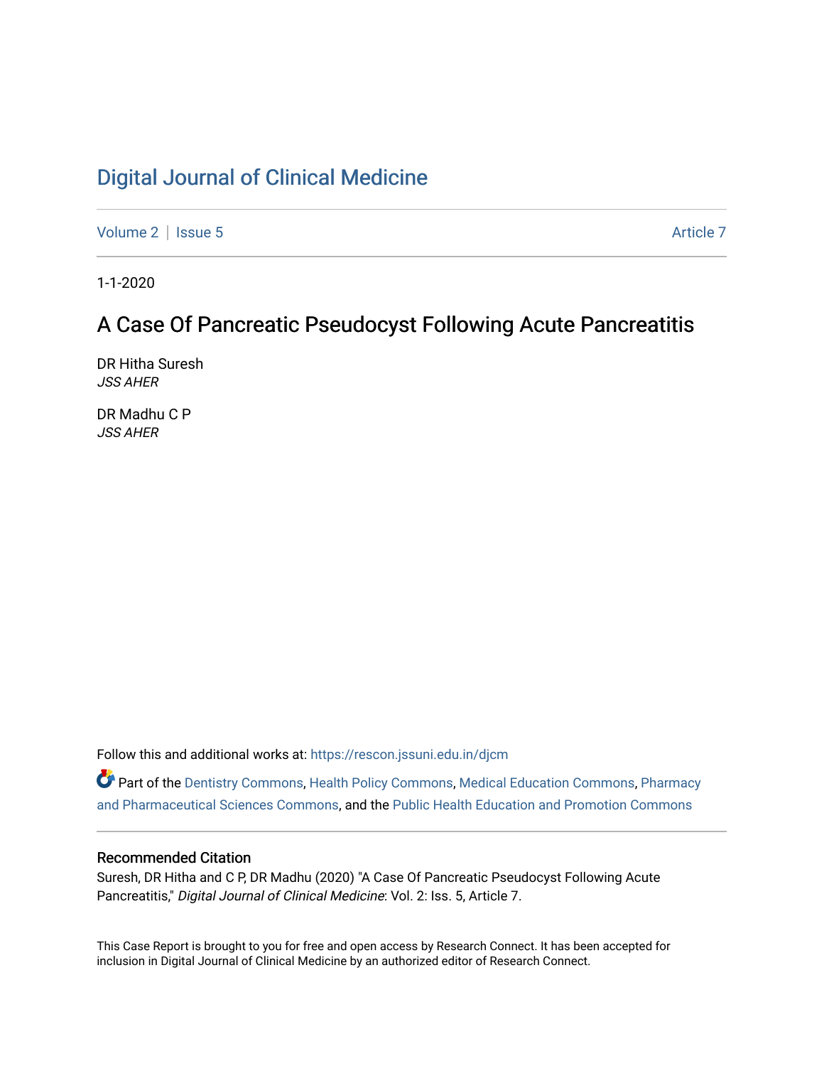# Digital Journal of Clinical Medicine

Volume 2 | Issue 5 Article 7

1-1-2020

## A Case Of Pancreatic Pseudocyst Following Acute Pancreatitis

DR Hitha Suresh
*JSS AHER*

DR Madhu C P
*JSS AHER*

Follow this and additional works at: https://rescon.jssuni.edu.in/djcm

Part of the Dentistry Commons, Health Policy Commons, Medical Education Commons, Pharmacy and Pharmaceutical Sciences Commons, and the Public Health Education and Promotion Commons

### Recommended Citation

Suresh, DR Hitha and C P, DR Madhu (2020) "A Case Of Pancreatic Pseudocyst Following Acute Pancreatitis," *Digital Journal of Clinical Medicine*: Vol. 2: Iss. 5, Article 7.

This Case Report is brought to you for free and open access by Research Connect. It has been accepted for inclusion in Digital Journal of Clinical Medicine by an authorized editor of Research Connect.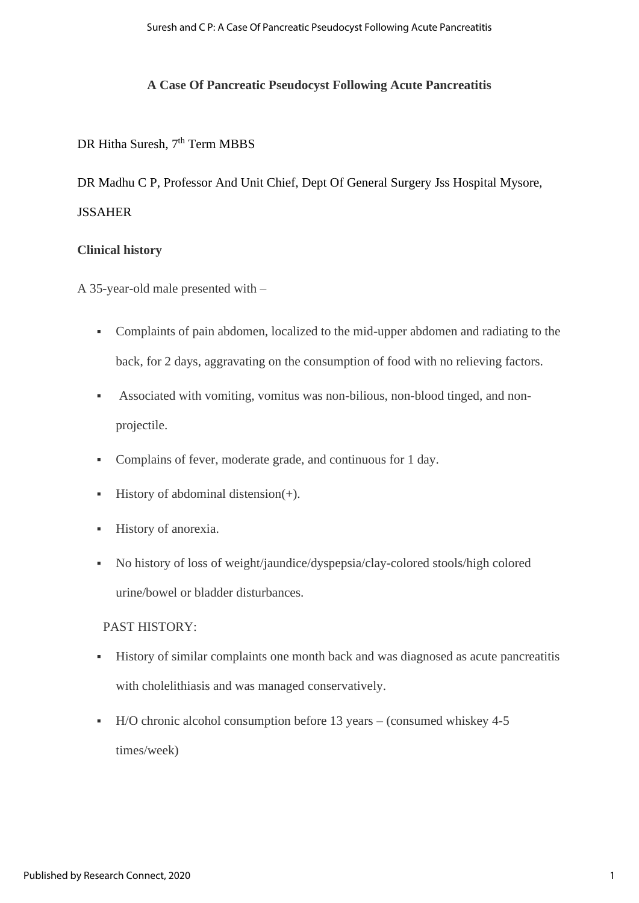# A Case Of Pancreatic Pseudocyst Following Acute Pancreatitis

DR Hitha Suresh, 7th Term MBBS

DR Madhu C P, Professor And Unit Chief, Dept Of General Surgery Jss Hospital Mysore, JSSAHER

**Clinical history**

A 35-year-old male presented with –

- Complaints of pain abdomen, localized to the mid-upper abdomen and radiating to the back, for 2 days, aggravating on the consumption of food with no relieving factors.
- Associated with vomiting, vomitus was non-bilious, non-blood tinged, and non-projectile.
- Complains of fever, moderate grade, and continuous for 1 day.
- History of abdominal distension(+).
- History of anorexia.
- No history of loss of weight/jaundice/dyspepsia/clay-colored stools/high colored urine/bowel or bladder disturbances.

PAST HISTORY:

- History of similar complaints one month back and was diagnosed as acute pancreatitis with cholelithiasis and was managed conservatively.
- H/O chronic alcohol consumption before 13 years – (consumed whiskey 4-5 times/week)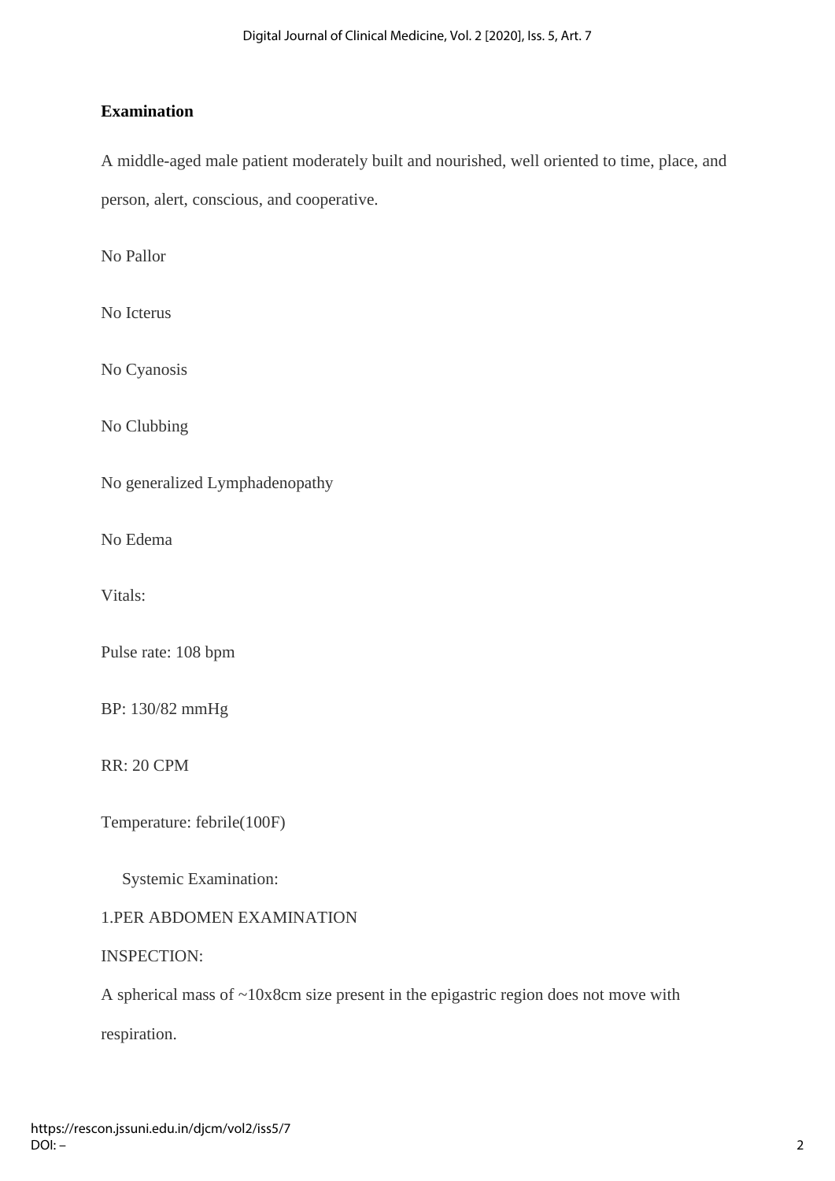**Examination**

A middle-aged male patient moderately built and nourished, well oriented to time, place, and person, alert, conscious, and cooperative.

No Pallor

No Icterus

No Cyanosis

No Clubbing

No generalized Lymphadenopathy

No Edema

Vitals:

Pulse rate: 108 bpm

BP: 130/82 mmHg

RR: 20 CPM

Temperature: febrile(100F)

Systemic Examination:

1.PER ABDOMEN EXAMINATION

INSPECTION:

A spherical mass of ~10x8cm size present in the epigastric region does not move with respiration.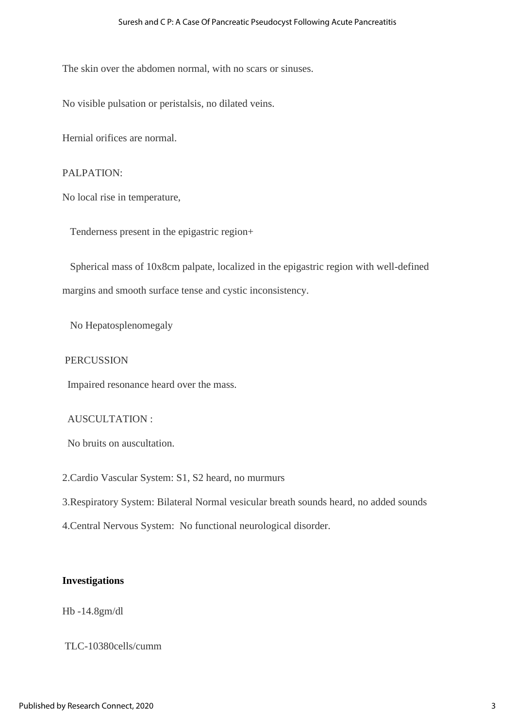The skin over the abdomen normal, with no scars or sinuses.

No visible pulsation or peristalsis, no dilated veins.

Hernial orifices are normal.

PALPATION:

No local rise in temperature,

Tenderness present in the epigastric region+

Spherical mass of 10x8cm palpate, localized in the epigastric region with well-defined margins and smooth surface tense and cystic inconsistency.

No Hepatosplenomegaly

PERCUSSION

Impaired resonance heard over the mass.

AUSCULTATION :

No bruits on auscultation.

2.Cardio Vascular System: S1, S2 heard, no murmurs

3.Respiratory System: Bilateral Normal vesicular breath sounds heard, no added sounds

4.Central Nervous System: No functional neurological disorder.

**Investigations**

Hb -14.8gm/dl

TLC-10380cells/cumm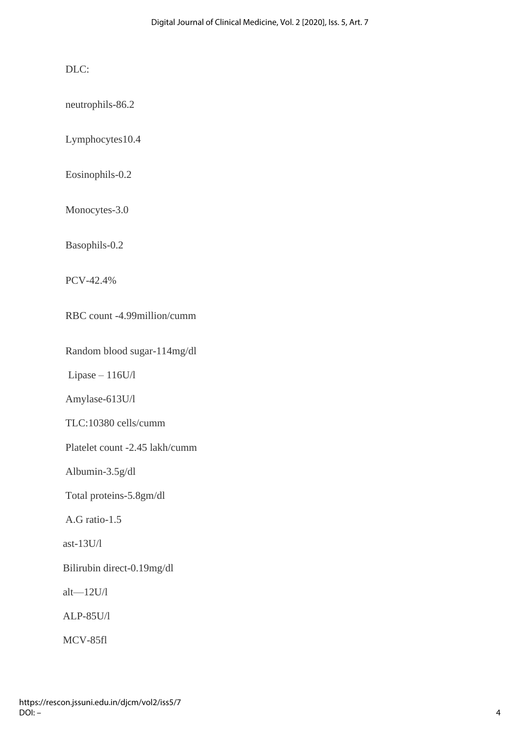DLC:

neutrophils-86.2

Lymphocytes10.4

Eosinophils-0.2

Monocytes-3.0

Basophils-0.2

PCV-42.4%

RBC count -4.99million/cumm

Random blood sugar-114mg/dl

Lipase – 116U/l

Amylase-613U/l

TLC:10380 cells/cumm

Platelet count -2.45 lakh/cumm

Albumin-3.5g/dl

Total proteins-5.8gm/dl

A.G ratio-1.5

ast-13U/l

Bilirubin direct-0.19mg/dl

alt—12U/l

ALP-85U/l

MCV-85fl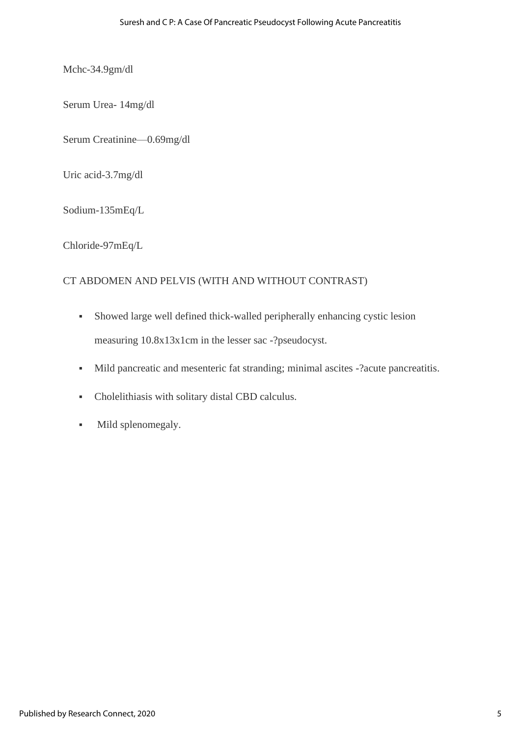Mchc-34.9gm/dl

Serum Urea- 14mg/dl

Serum Creatinine—0.69mg/dl

Uric acid-3.7mg/dl

Sodium-135mEq/L

Chloride-97mEq/L

CT ABDOMEN AND PELVIS (WITH AND WITHOUT CONTRAST)

- Showed large well defined thick-walled peripherally enhancing cystic lesion measuring 10.8x13x1cm in the lesser sac -?pseudocyst.
- Mild pancreatic and mesenteric fat stranding; minimal ascites -?acute pancreatitis.
- Cholelithiasis with solitary distal CBD calculus.
- Mild splenomegaly.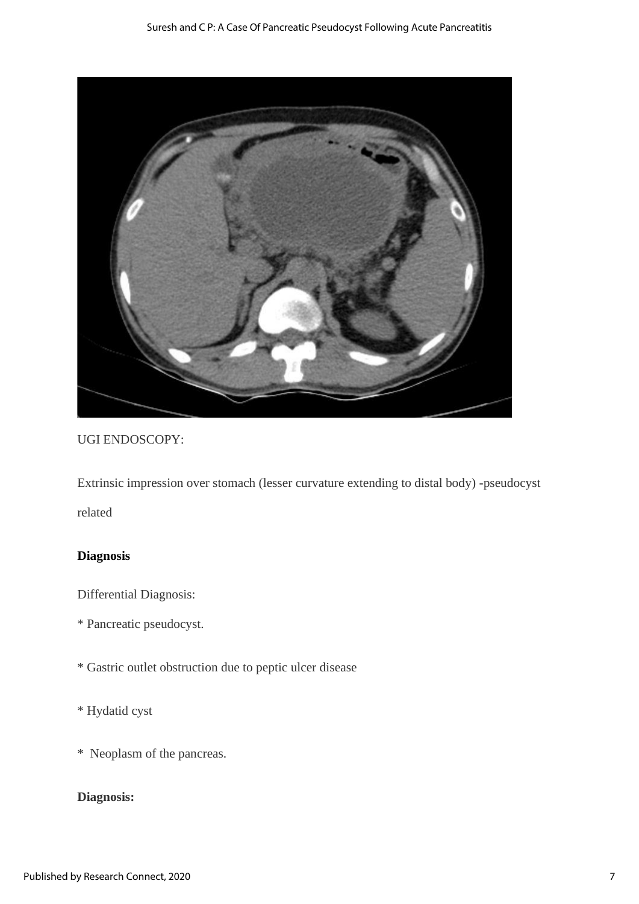UGI ENDOSCOPY:

Extrinsic impression over stomach (lesser curvature extending to distal body) -pseudocyst related

**Diagnosis**

Differential Diagnosis:

* Pancreatic pseudocyst.

* Gastric outlet obstruction due to peptic ulcer disease

* Hydatid cyst

* Neoplasm of the pancreas.

**Diagnosis:**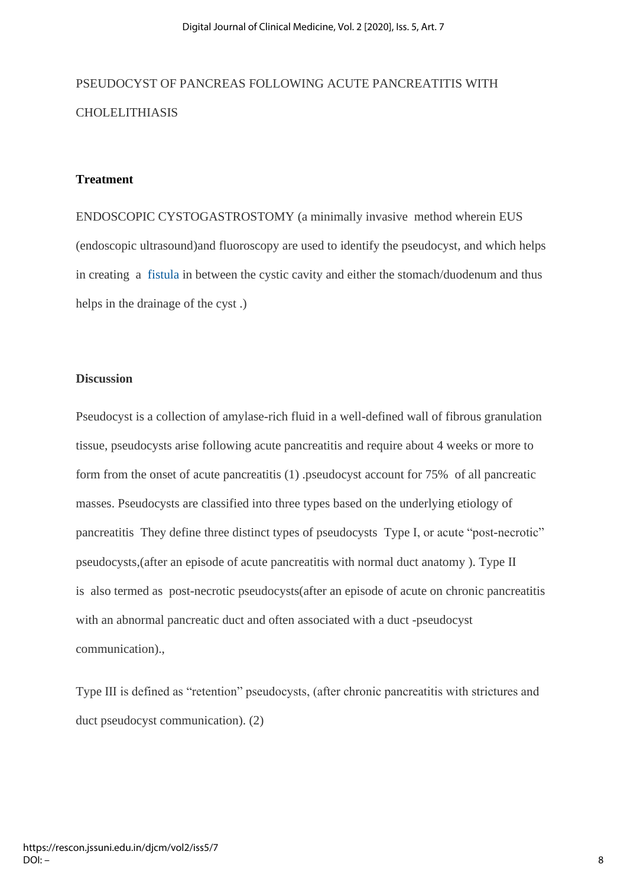PSEUDOCYST OF PANCREAS FOLLOWING ACUTE PANCREATITIS WITH CHOLELITHIASIS

**Treatment**

ENDOSCOPIC CYSTOGASTROSTOMY (a minimally invasive method wherein EUS (endoscopic ultrasound)and fluoroscopy are used to identify the pseudocyst, and which helps in creating a fistula in between the cystic cavity and either the stomach/duodenum and thus helps in the drainage of the cyst .)

**Discussion**

Pseudocyst is a collection of amylase-rich fluid in a well-defined wall of fibrous granulation tissue, pseudocysts arise following acute pancreatitis and require about 4 weeks or more to form from the onset of acute pancreatitis (1) .pseudocyst account for 75% of all pancreatic masses. Pseudocysts are classified into three types based on the underlying etiology of pancreatitis They define three distinct types of pseudocysts Type I, or acute "post-necrotic" pseudocysts,(after an episode of acute pancreatitis with normal duct anatomy ). Type II is also termed as post-necrotic pseudocysts(after an episode of acute on chronic pancreatitis with an abnormal pancreatic duct and often associated with a duct -pseudocyst communication).,

Type III is defined as "retention" pseudocysts, (after chronic pancreatitis with strictures and duct pseudocyst communication). (2)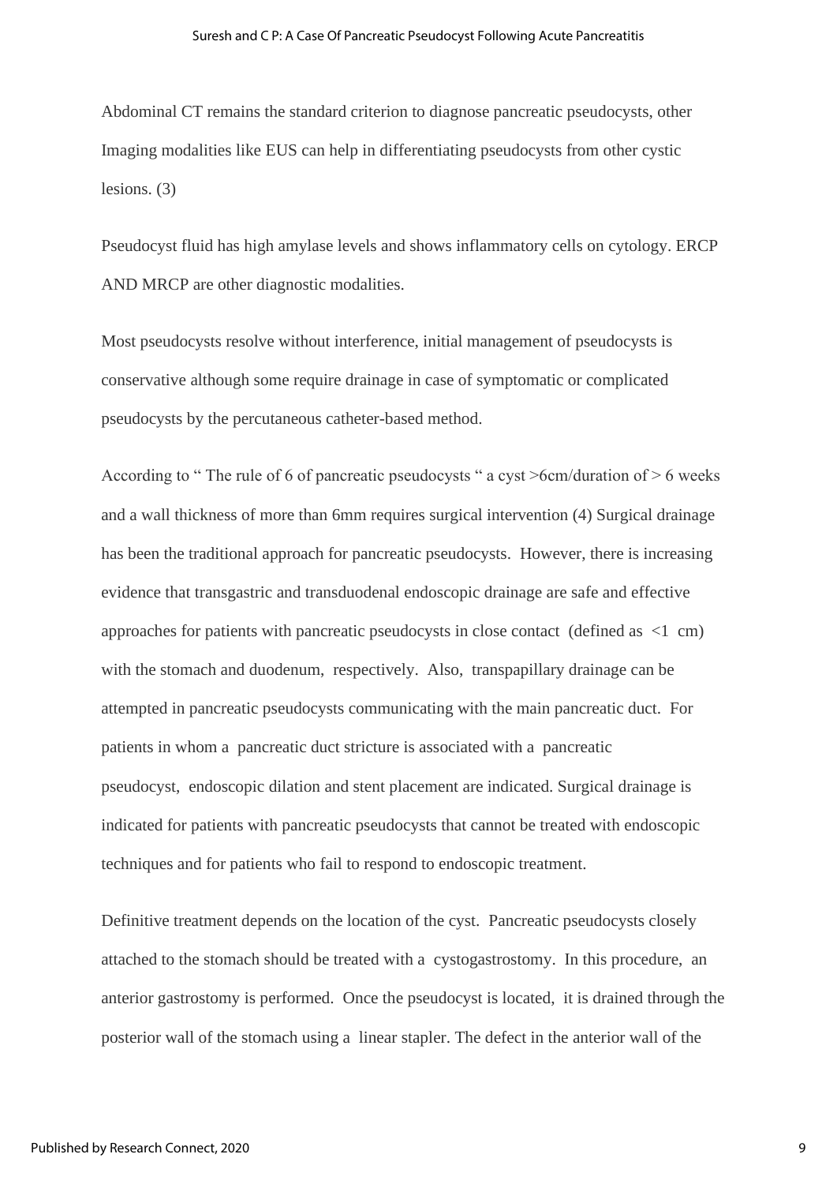Abdominal CT remains the standard criterion to diagnose pancreatic pseudocysts, other Imaging modalities like EUS can help in differentiating pseudocysts from other cystic lesions. (3)

Pseudocyst fluid has high amylase levels and shows inflammatory cells on cytology. ERCP AND MRCP are other diagnostic modalities.

Most pseudocysts resolve without interference, initial management of pseudocysts is conservative although some require drainage in case of symptomatic or complicated pseudocysts by the percutaneous catheter-based method.

According to " The rule of 6 of pancreatic pseudocysts " a cyst >6cm/duration of > 6 weeks and a wall thickness of more than 6mm requires surgical intervention (4) Surgical drainage has been the traditional approach for pancreatic pseudocysts. However, there is increasing evidence that transgastric and transduodenal endoscopic drainage are safe and effective approaches for patients with pancreatic pseudocysts in close contact (defined as <1 cm) with the stomach and duodenum, respectively. Also, transpapillary drainage can be attempted in pancreatic pseudocysts communicating with the main pancreatic duct. For patients in whom a pancreatic duct stricture is associated with a pancreatic pseudocyst, endoscopic dilation and stent placement are indicated. Surgical drainage is indicated for patients with pancreatic pseudocysts that cannot be treated with endoscopic techniques and for patients who fail to respond to endoscopic treatment.

Definitive treatment depends on the location of the cyst. Pancreatic pseudocysts closely attached to the stomach should be treated with a cystogastrostomy. In this procedure, an anterior gastrostomy is performed. Once the pseudocyst is located, it is drained through the posterior wall of the stomach using a linear stapler. The defect in the anterior wall of the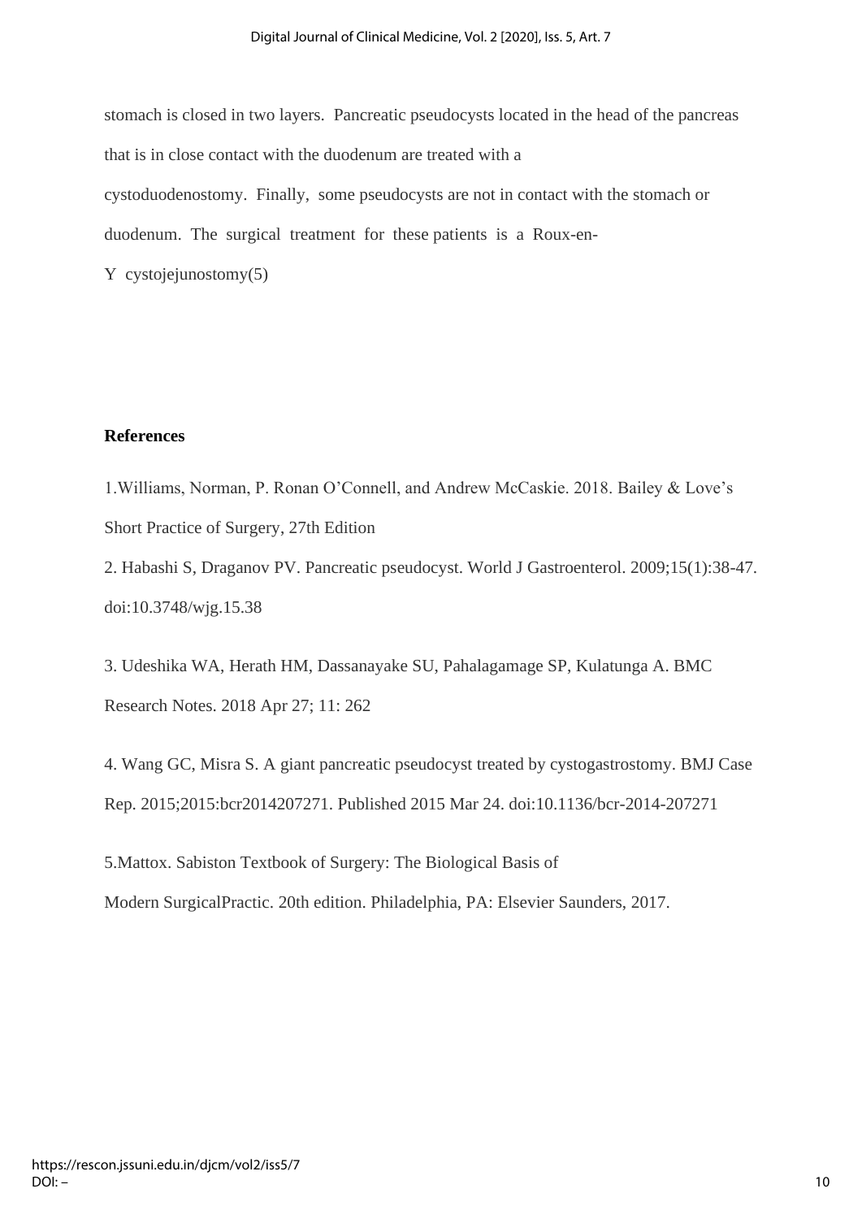stomach is closed in two layers. Pancreatic pseudocysts located in the head of the pancreas that is in close contact with the duodenum are treated with a cystoduodenostomy. Finally, some pseudocysts are not in contact with the stomach or duodenum. The surgical treatment for these patients is a Roux-en-Y cystojejunostomy(5)

**References**

1.Williams, Norman, P. Ronan O'Connell, and Andrew McCaskie. 2018. Bailey & Love's Short Practice of Surgery, 27th Edition

2. Habashi S, Draganov PV. Pancreatic pseudocyst. World J Gastroenterol. 2009;15(1):38-47. doi:10.3748/wjg.15.38

3. Udeshika WA, Herath HM, Dassanayake SU, Pahalagamage SP, Kulatunga A. BMC Research Notes. 2018 Apr 27; 11: 262

4. Wang GC, Misra S. A giant pancreatic pseudocyst treated by cystogastrostomy. BMJ Case Rep. 2015;2015:bcr2014207271. Published 2015 Mar 24. doi:10.1136/bcr-2014-207271

5.Mattox. Sabiston Textbook of Surgery: The Biological Basis of Modern SurgicalPractic. 20th edition. Philadelphia, PA: Elsevier Saunders, 2017.